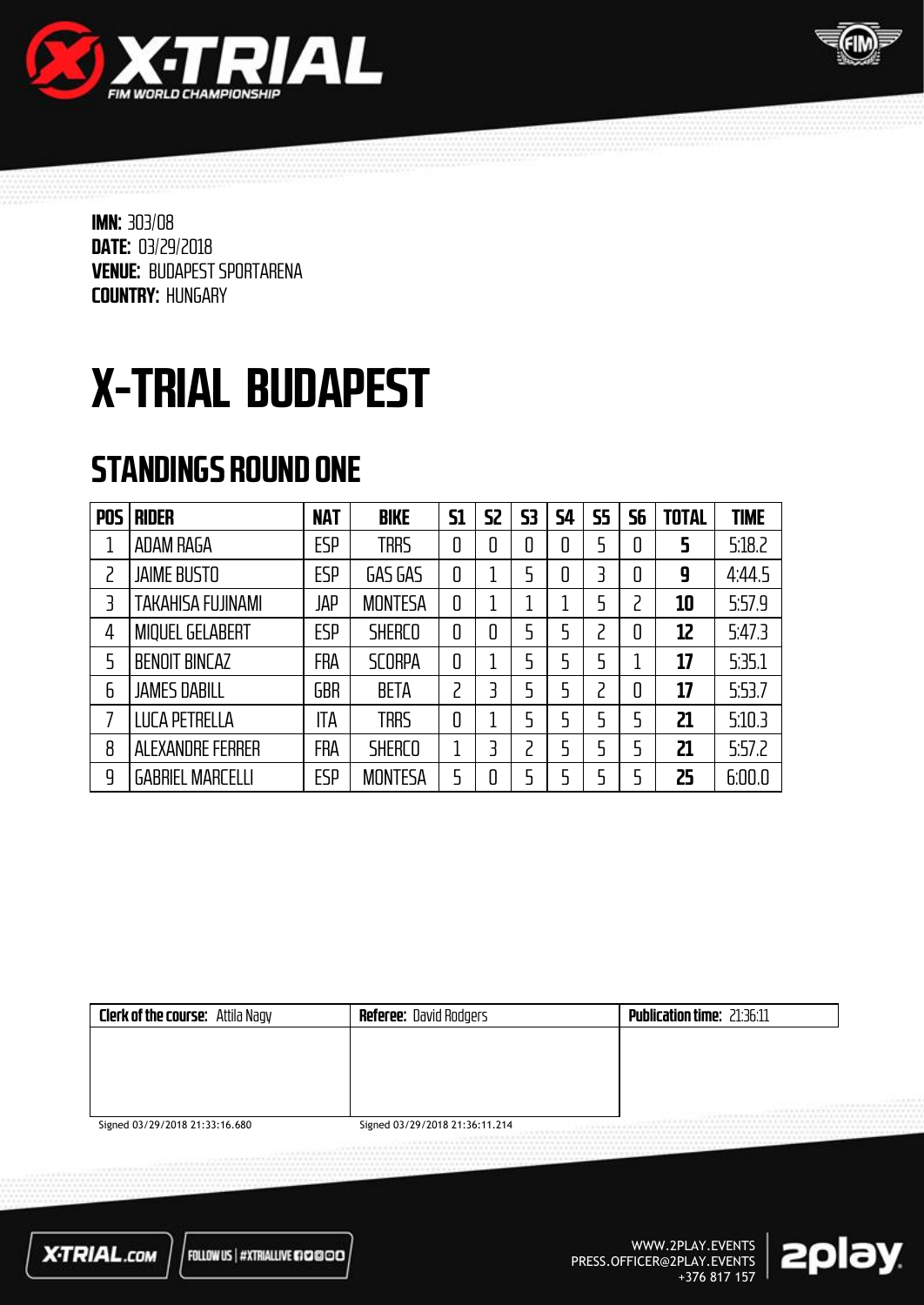**IMN:** 303/08
**DATE:** 03/29/2018
**VENUE:** BUDAPEST SPORTARENA
**COUNTRY:** HUNGARY

# X-TRIAL BUDAPEST

## STANDINGS ROUND ONE

| POS | RIDER | NAT | BIKE | S1 | S2 | S3 | S4 | S5 | S6 | TOTAL | TIME |
|---|---|---|---|---|---|---|---|---|---|---|---|
| 1 | ADAM RAGA | ESP | TRRS | 0 | 0 | 0 | 0 | 5 | 0 | **5** | 5:18.2 |
| 2 | JAIME BUSTO | ESP | GAS GAS | 0 | 1 | 5 | 0 | 3 | 0 | **9** | 4:44.5 |
| 3 | TAKAHISA FUJINAMI | JAP | MONTESA | 0 | 1 | 1 | 1 | 5 | 2 | **10** | 5:57.9 |
| 4 | MIQUEL GELABERT | ESP | SHERCO | 0 | 0 | 5 | 5 | 2 | 0 | **12** | 5:47.3 |
| 5 | BENOIT BINCAZ | FRA | SCORPA | 0 | 1 | 5 | 5 | 5 | 1 | **17** | 5:35.1 |
| 6 | JAMES DABILL | GBR | BETA | 2 | 3 | 5 | 5 | 2 | 0 | **17** | 5:53.7 |
| 7 | LUCA PETRELLA | ITA | TRRS | 0 | 1 | 5 | 5 | 5 | 5 | **21** | 5:10.3 |
| 8 | ALEXANDRE FERRER | FRA | SHERCO | 1 | 3 | 2 | 5 | 5 | 5 | **21** | 5:57.2 |
| 9 | GABRIEL MARCELLI | ESP | MONTESA | 5 | 0 | 5 | 5 | 5 | 5 | **25** | 6:00.0 |

| Clerk of the course: Attila Nagy | Referee: David Rodgers | Publication time: 21:36:11 |
|---|---|---|
| Signed 03/29/2018 21:33:16.680 | Signed 03/29/2018 21:36:11.214 | |

X-TRIAL.com | FOLLOW US | #XTRIALLIVE

WWW.2PLAY.EVENTS
PRESS.OFFICER@2PLAY.EVENTS
+376 817 157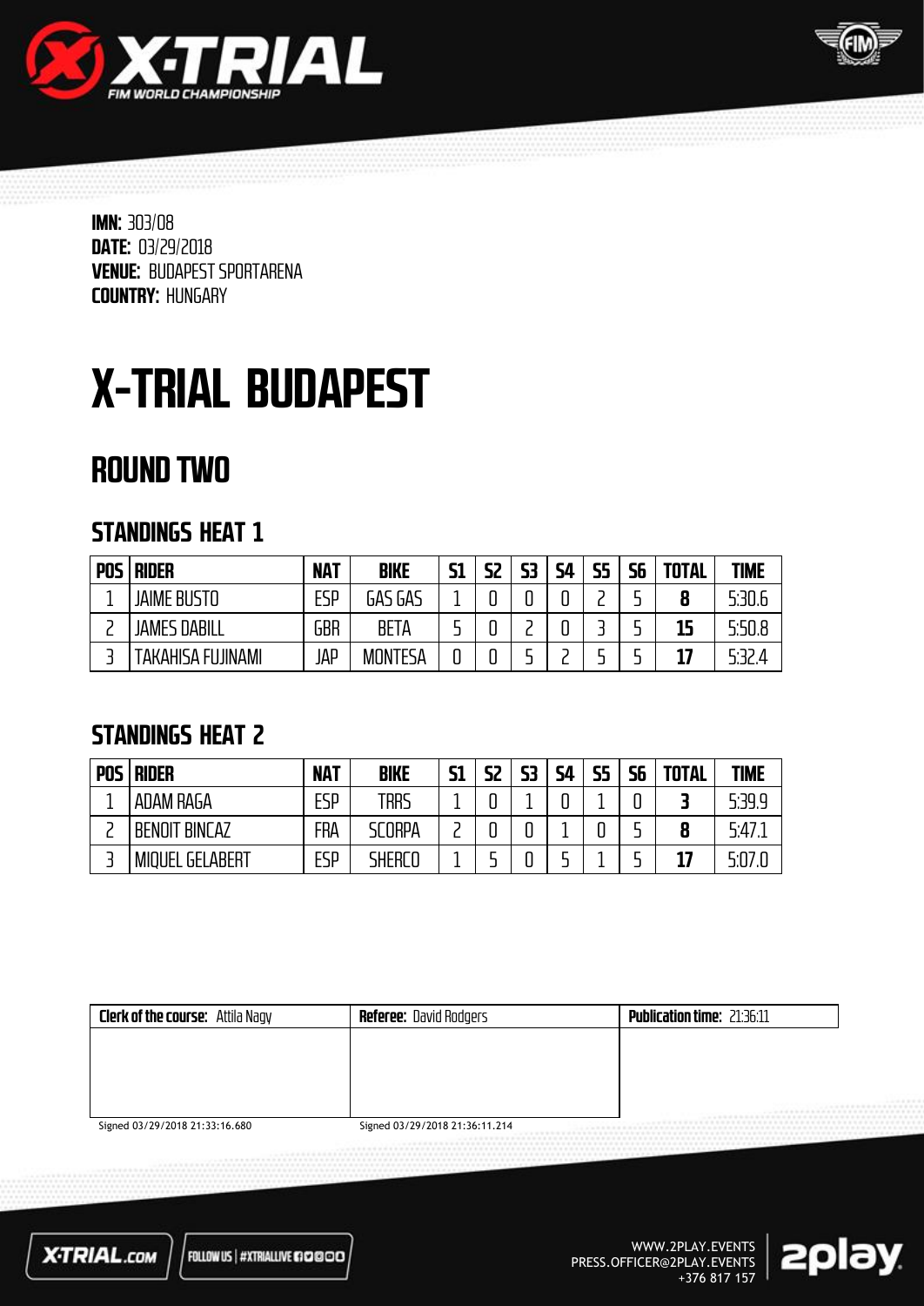**IMN:** 303/08
**DATE:** 03/29/2018
**VENUE:** BUDAPEST SPORTARENA
**COUNTRY:** HUNGARY

# X-TRIAL BUDAPEST

## ROUND TWO

### STANDINGS HEAT 1

| POS | RIDER | NAT | BIKE | S1 | S2 | S3 | S4 | S5 | S6 | TOTAL | TIME |
|---|---|---|---|---|---|---|---|---|---|---|---|
| 1 | JAIME BUSTO | ESP | GAS GAS | 1 | 0 | 0 | 0 | 2 | 5 | **8** | 5:30.6 |
| 2 | JAMES DABILL | GBR | BETA | 5 | 0 | 2 | 0 | 3 | 5 | **15** | 5:50.8 |
| 3 | TAKAHISA FUJINAMI | JAP | MONTESA | 0 | 0 | 5 | 2 | 5 | 5 | **17** | 5:32.4 |

### STANDINGS HEAT 2

| POS | RIDER | NAT | BIKE | S1 | S2 | S3 | S4 | S5 | S6 | TOTAL | TIME |
|---|---|---|---|---|---|---|---|---|---|---|---|
| 1 | ADAM RAGA | ESP | TRRS | 1 | 0 | 1 | 0 | 1 | 0 | **3** | 5:39.9 |
| 2 | BENOIT BINCAZ | FRA | SCORPA | 2 | 0 | 0 | 1 | 0 | 5 | **8** | 5:47.1 |
| 3 | MIQUEL GELABERT | ESP | SHERCO | 1 | 5 | 0 | 5 | 1 | 5 | **17** | 5:07.0 |

| **Clerk of the course:** Attila Nagy | **Referee:** David Rodgers | **Publication time:** 21:36:11 |
|---|---|---|
| Signed 03/29/2018 21:33:16.680 | Signed 03/29/2018 21:36:11.214 | |

X-TRIAL.com | FOLLOW US | #XTRIALLIVE

WWW.2PLAY.EVENTS
PRESS.OFFICER@2PLAY.EVENTS
+376 817 157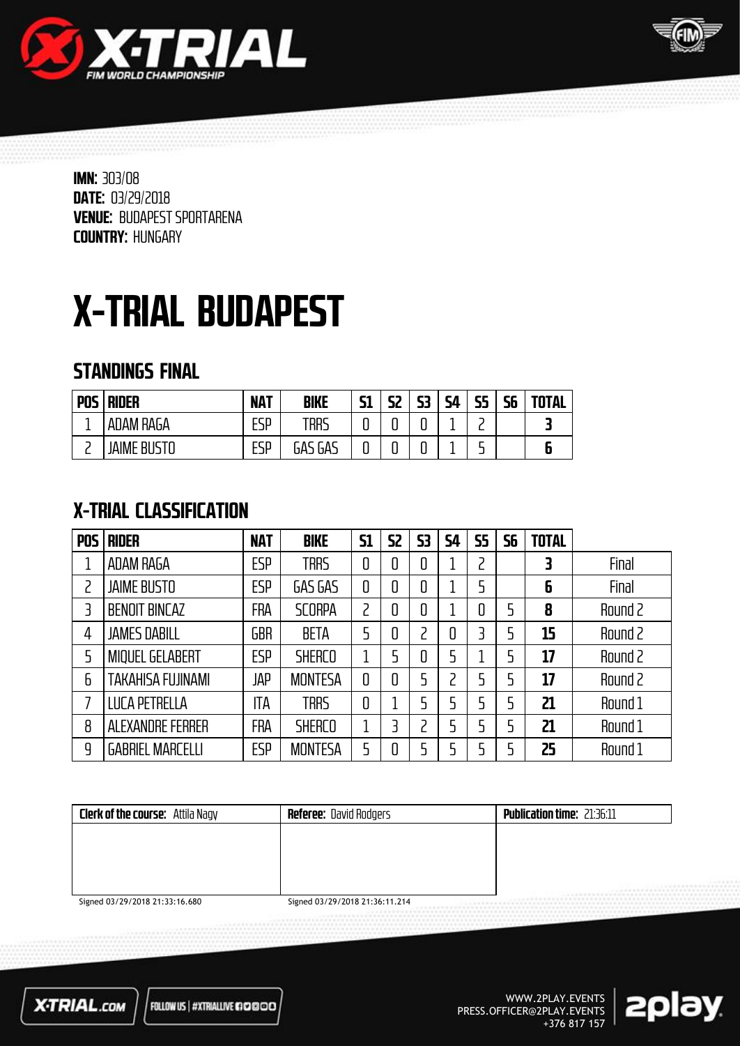**IMN:** 303/08
**DATE:** 03/29/2018
**VENUE:** BUDAPEST SPORTARENA
**COUNTRY:** HUNGARY

# X-TRIAL BUDAPEST

## STANDINGS FINAL

| POS | RIDER | NAT | BIKE | S1 | S2 | S3 | S4 | S5 | S6 | TOTAL |
|---|---|---|---|---|---|---|---|---|---|---|
| 1 | ADAM RAGA | ESP | TRRS | 0 | 0 | 0 | 1 | 2 | | **3** |
| 2 | JAIME BUSTO | ESP | GAS GAS | 0 | 0 | 0 | 1 | 5 | | **6** |

## X-TRIAL CLASSIFICATION

| POS | RIDER | NAT | BIKE | S1 | S2 | S3 | S4 | S5 | S6 | TOTAL | |
|---|---|---|---|---|---|---|---|---|---|---|---|
| 1 | ADAM RAGA | ESP | TRRS | 0 | 0 | 0 | 1 | 2 | | **3** | Final |
| 2 | JAIME BUSTO | ESP | GAS GAS | 0 | 0 | 0 | 1 | 5 | | **6** | Final |
| 3 | BENOIT BINCAZ | FRA | SCORPA | 2 | 0 | 0 | 1 | 0 | 5 | **8** | Round 2 |
| 4 | JAMES DABILL | GBR | BETA | 5 | 0 | 2 | 0 | 3 | 5 | **15** | Round 2 |
| 5 | MIQUEL GELABERT | ESP | SHERCO | 1 | 5 | 0 | 5 | 1 | 5 | **17** | Round 2 |
| 6 | TAKAHISA FUJINAMI | JAP | MONTESA | 0 | 0 | 5 | 2 | 5 | 5 | **17** | Round 2 |
| 7 | LUCA PETRELLA | ITA | TRRS | 0 | 1 | 5 | 5 | 5 | 5 | **21** | Round 1 |
| 8 | ALEXANDRE FERRER | FRA | SHERCO | 1 | 3 | 2 | 5 | 5 | 5 | **21** | Round 1 |
| 9 | GABRIEL MARCELLI | ESP | MONTESA | 5 | 0 | 5 | 5 | 5 | 5 | **25** | Round 1 |

| **Clerk of the course:** Attila Nagy | **Referee:** David Rodgers | **Publication time:** 21:36:11 |
|---|---|---|
| Signed 03/29/2018 21:33:16.680 | Signed 03/29/2018 21:36:11.214 | |

X-TRIAL.com | FOLLOW US | #XTRIALLIVE

WWW.2PLAY.EVENTS
PRESS.OFFICER@2PLAY.EVENTS
+376 817 157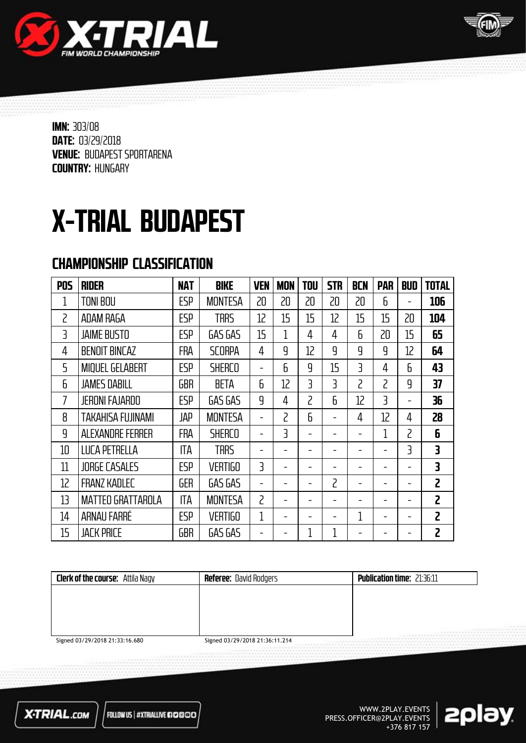**IMN:** 303/08
**DATE:** 03/29/2018
**VENUE:** BUDAPEST SPORTARENA
**COUNTRY:** HUNGARY

# X-TRIAL BUDAPEST

## CHAMPIONSHIP CLASSIFICATION

| POS | RIDER | NAT | BIKE | VEN | MON | TOU | STR | BCN | PAR | BUD | TOTAL |
|---|---|---|---|---|---|---|---|---|---|---|---|
| 1 | TONI BOU | ESP | MONTESA | 20 | 20 | 20 | 20 | 20 | 6 | - | **106** |
| 2 | ADAM RAGA | ESP | TRRS | 12 | 15 | 15 | 12 | 15 | 15 | 20 | **104** |
| 3 | JAIME BUSTO | ESP | GAS GAS | 15 | 1 | 4 | 4 | 6 | 20 | 15 | **65** |
| 4 | BENOIT BINCAZ | FRA | SCORPA | 4 | 9 | 12 | 9 | 9 | 9 | 12 | **64** |
| 5 | MIQUEL GELABERT | ESP | SHERCO | - | 6 | 9 | 15 | 3 | 4 | 6 | **43** |
| 6 | JAMES DABILL | GBR | BETA | 6 | 12 | 3 | 3 | 2 | 2 | 9 | **37** |
| 7 | JERONI FAJARDO | ESP | GAS GAS | 9 | 4 | 2 | 6 | 12 | 3 | - | **36** |
| 8 | TAKAHISA FUJINAMI | JAP | MONTESA | - | 2 | 6 | - | 4 | 12 | 4 | **28** |
| 9 | ALEXANDRE FERRER | FRA | SHERCO | - | 3 | - | - | - | 1 | 2 | **6** |
| 10 | LUCA PETRELLA | ITA | TRRS | - | - | - | - | - | - | 3 | **3** |
| 11 | JORGE CASALES | ESP | VERTIGO | 3 | - | - | - | - | - | - | **3** |
| 12 | FRANZ KADLEC | GER | GAS GAS | - | - | - | 2 | - | - | - | **2** |
| 13 | MATTEO GRATTAROLA | ITA | MONTESA | 2 | - | - | - | - | - | - | **2** |
| 14 | ARNAU FARRÉ | ESP | VERTIGO | 1 | - | - | - | 1 | - | - | **2** |
| 15 | JACK PRICE | GBR | GAS GAS | - | - | 1 | 1 | - | - | - | **2** |

| Clerk of the course: Attila Nagy | Referee: David Rodgers | Publication time: 21:36:11 |
|---|---|---|
| Signed 03/29/2018 21:33:16.680 | Signed 03/29/2018 21:36:11.214 | |

X-TRIAL.com | FOLLOW US | #XTRIALLIVE

WWW.2PLAY.EVENTS
PRESS.OFFICER@2PLAY.EVENTS
+376 817 157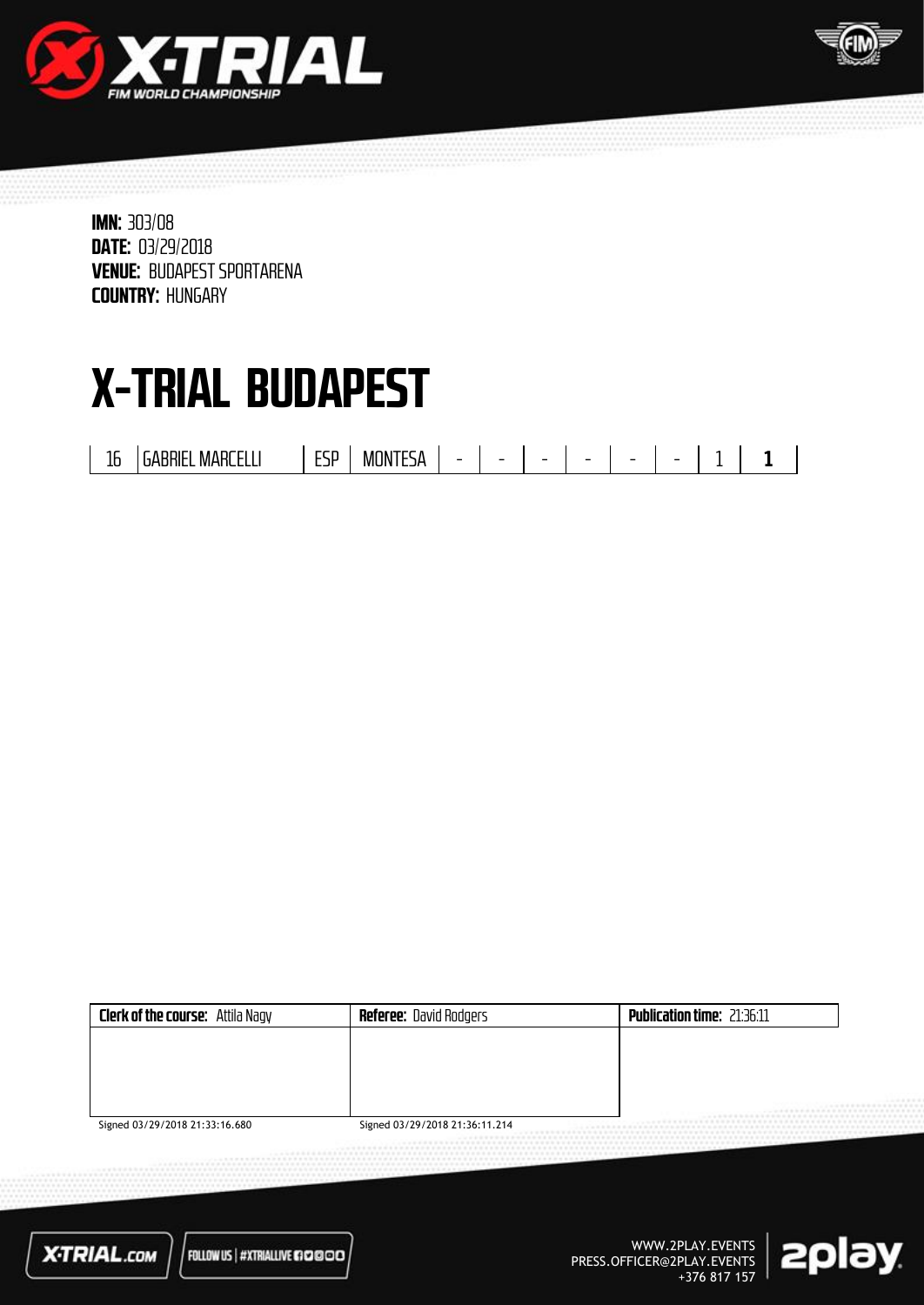**IMN:** 303/08
**DATE:** 03/29/2018
**VENUE:** BUDAPEST SPORTARENA
**COUNTRY:** HUNGARY

# X-TRIAL BUDAPEST

| | | | | | | | | | | | |
|---|---|---|---|---|---|---|---|---|---|---|---|
| 16 | GABRIEL MARCELLI | ESP | MONTESA | - | - | - | - | - | - | 1 | **1** |

| **Clerk of the course:** Attila Nagy | **Referee:** David Rodgers | **Publication time:** 21:36:11 |
|---|---|---|
| Signed 03/29/2018 21:33:16.680 | Signed 03/29/2018 21:36:11.214 | |

X-TRIAL.COM
FOLLOW US | #XTRIALLIVE

WWW.2PLAY.EVENTS
PRESS.OFFICER@2PLAY.EVENTS
+376 817 157